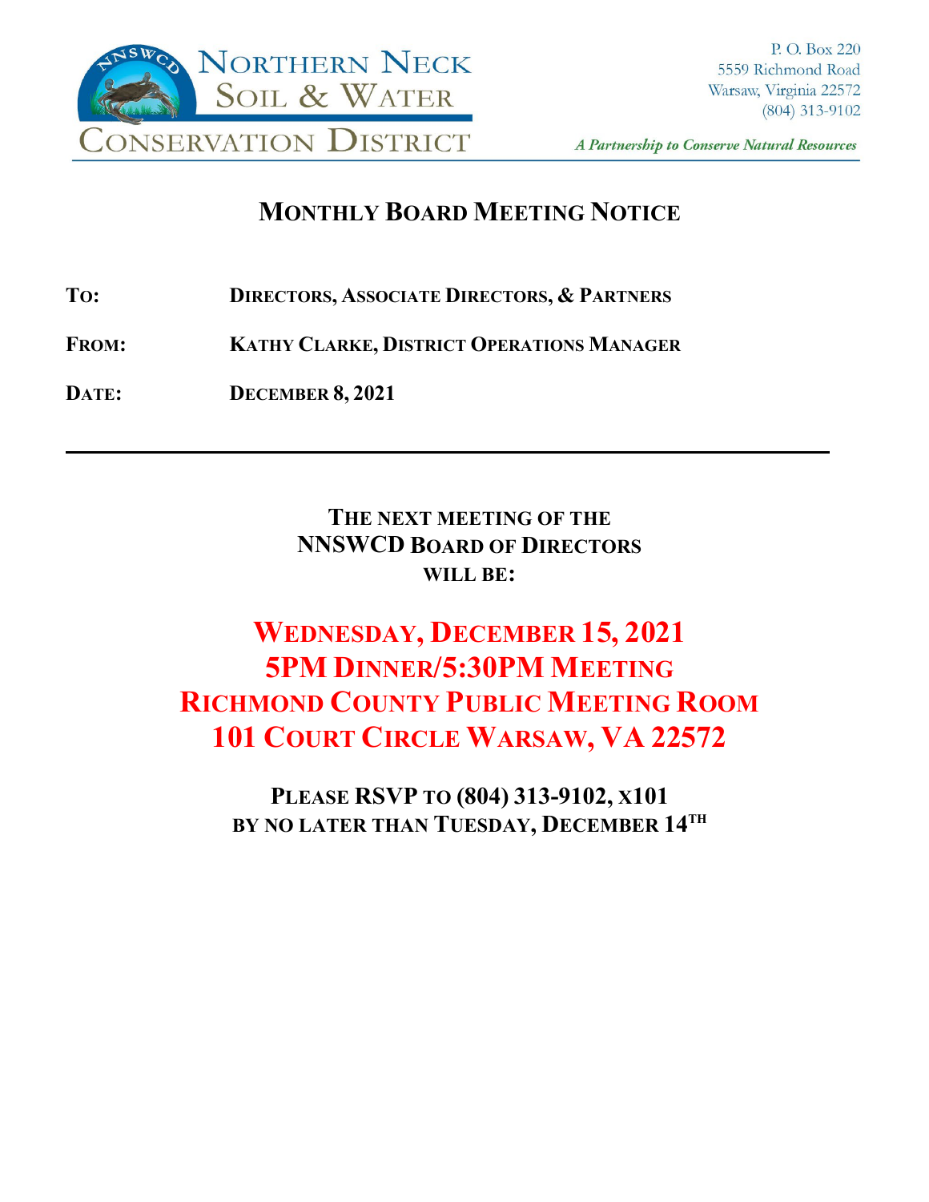Northern Neck Soil & Water Conservation District

P. O. Box 220
5559 Richmond Road
Warsaw, Virginia 22572
(804) 313-9102

*A Partnership to Conserve Natural Resources*

# MONTHLY BOARD MEETING NOTICE

**TO:** DIRECTORS, ASSOCIATE DIRECTORS, & PARTNERS

**FROM:** KATHY CLARKE, DISTRICT OPERATIONS MANAGER

**DATE:** DECEMBER 8, 2021

---

**THE NEXT MEETING OF THE**
**NNSWCD BOARD OF DIRECTORS**
**WILL BE:**

## WEDNESDAY, DECEMBER 15, 2021
## 5PM DINNER/5:30PM MEETING
## RICHMOND COUNTY PUBLIC MEETING ROOM
## 101 COURT CIRCLE WARSAW, VA 22572

**PLEASE RSVP TO (804) 313-9102, X101**
**BY NO LATER THAN TUESDAY, DECEMBER 14TH**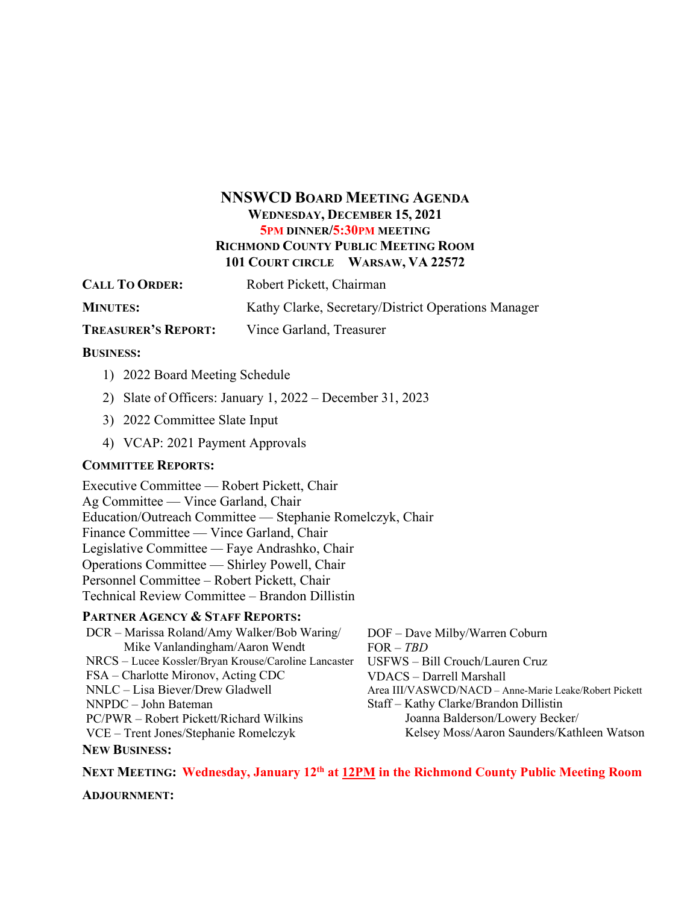# NNSWCD Board Meeting Agenda

**Wednesday, December 15, 2021**

**5PM dinner/5:30PM meeting**

**Richmond County Public Meeting Room**

**101 Court circle Warsaw, VA 22572**

**Call To Order:** Robert Pickett, Chairman

**Minutes:** Kathy Clarke, Secretary/District Operations Manager

**Treasurer's Report:** Vince Garland, Treasurer

**Business:**

1) 2022 Board Meeting Schedule
2) Slate of Officers: January 1, 2022 – December 31, 2023
3) 2022 Committee Slate Input
4) VCAP: 2021 Payment Approvals

**Committee Reports:**

Executive Committee — Robert Pickett, Chair
Ag Committee — Vince Garland, Chair
Education/Outreach Committee — Stephanie Romelczyk, Chair
Finance Committee — Vince Garland, Chair
Legislative Committee — Faye Andrashko, Chair
Operations Committee — Shirley Powell, Chair
Personnel Committee – Robert Pickett, Chair
Technical Review Committee – Brandon Dillistin

**Partner Agency & Staff Reports:**

DCR – Marissa Roland/Amy Walker/Bob Waring/Mike Vanlandingham/Aaron Wendt
NRCS – Lucee Kossler/Bryan Krouse/Caroline Lancaster
FSA – Charlotte Mironov, Acting CDC
NNLC – Lisa Biever/Drew Gladwell
NNPDC – John Bateman
PC/PWR – Robert Pickett/Richard Wilkins
VCE – Trent Jones/Stephanie Romelczyk
DOF – Dave Milby/Warren Coburn
FOR – *TBD*
USFWS – Bill Crouch/Lauren Cruz
VDACS – Darrell Marshall
Area III/VASWCD/NACD – Anne-Marie Leake/Robert Pickett
Staff – Kathy Clarke/Brandon Dillistin/Joanna Balderson/Lowery Becker/Kelsey Moss/Aaron Saunders/Kathleen Watson

**New Business:**

**Next Meeting: Wednesday, January 12th at 12PM in the Richmond County Public Meeting Room**

**Adjournment:**